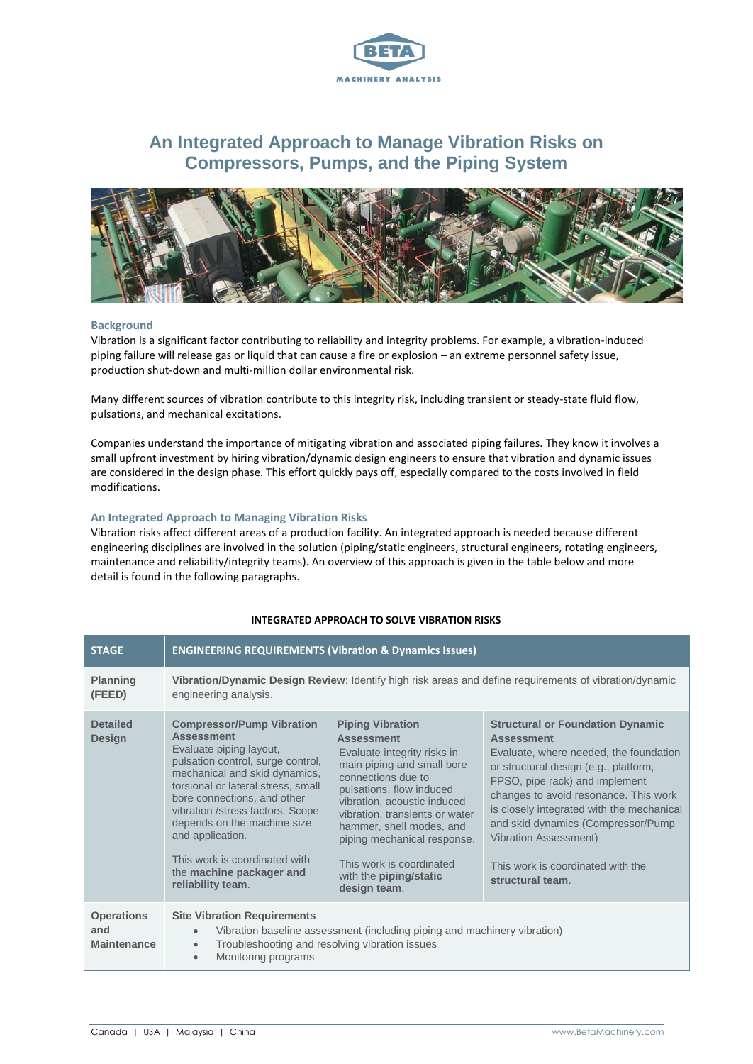# An Integrated Approach to Manage Vibration Risks on Compressors, Pumps, and the Piping System

## Background

Vibration is a significant factor contributing to reliability and integrity problems. For example, a vibration-induced piping failure will release gas or liquid that can cause a fire or explosion – an extreme personnel safety issue, production shut-down and multi-million dollar environmental risk.

Many different sources of vibration contribute to this integrity risk, including transient or steady-state fluid flow, pulsations, and mechanical excitations.

Companies understand the importance of mitigating vibration and associated piping failures. They know it involves a small upfront investment by hiring vibration/dynamic design engineers to ensure that vibration and dynamic issues are considered in the design phase. This effort quickly pays off, especially compared to the costs involved in field modifications.

## An Integrated Approach to Managing Vibration Risks

Vibration risks affect different areas of a production facility. An integrated approach is needed because different engineering disciplines are involved in the solution (piping/static engineers, structural engineers, rotating engineers, maintenance and reliability/integrity teams). An overview of this approach is given in the table below and more detail is found in the following paragraphs.

**INTEGRATED APPROACH TO SOLVE VIBRATION RISKS**

| STAGE | ENGINEERING REQUIREMENTS (Vibration & Dynamics Issues) | | |
|---|---|---|---|
| **Planning (FEED)** | **Vibration/Dynamic Design Review**: Identify high risk areas and define requirements of vibration/dynamic engineering analysis. | | |
| **Detailed Design** | **Compressor/Pump Vibration Assessment**<br>Evaluate piping layout, pulsation control, surge control, mechanical and skid dynamics, torsional or lateral stress, small bore connections, and other vibration /stress factors. Scope depends on the machine size and application.<br><br>This work is coordinated with the **machine packager and reliability team**. | **Piping Vibration Assessment**<br>Evaluate integrity risks in main piping and small bore connections due to pulsations, flow induced vibration, acoustic induced vibration, transients or water hammer, shell modes, and piping mechanical response.<br><br>This work is coordinated with the **piping/static design team**. | **Structural or Foundation Dynamic Assessment**<br>Evaluate, where needed, the foundation or structural design (e.g., platform, FPSO, pipe rack) and implement changes to avoid resonance. This work is closely integrated with the mechanical and skid dynamics (Compressor/Pump Vibration Assessment)<br><br>This work is coordinated with the **structural team**. |
| **Operations and Maintenance** | **Site Vibration Requirements**<br>• Vibration baseline assessment (including piping and machinery vibration)<br>• Troubleshooting and resolving vibration issues<br>• Monitoring programs | | |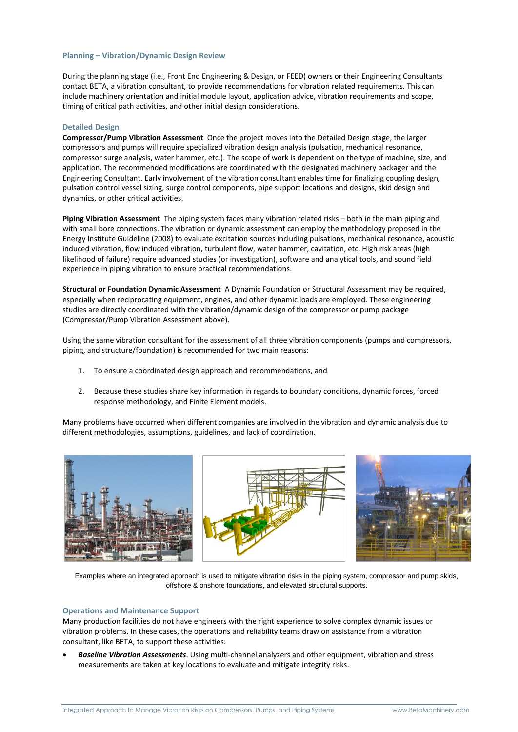### Planning – Vibration/Dynamic Design Review

During the planning stage (i.e., Front End Engineering & Design, or FEED) owners or their Engineering Consultants contact BETA, a vibration consultant, to provide recommendations for vibration related requirements. This can include machinery orientation and initial module layout, application advice, vibration requirements and scope, timing of critical path activities, and other initial design considerations.

### Detailed Design

**Compressor/Pump Vibration Assessment** Once the project moves into the Detailed Design stage, the larger compressors and pumps will require specialized vibration design analysis (pulsation, mechanical resonance, compressor surge analysis, water hammer, etc.). The scope of work is dependent on the type of machine, size, and application. The recommended modifications are coordinated with the designated machinery packager and the Engineering Consultant. Early involvement of the vibration consultant enables time for finalizing coupling design, pulsation control vessel sizing, surge control components, pipe support locations and designs, skid design and dynamics, or other critical activities.

**Piping Vibration Assessment** The piping system faces many vibration related risks – both in the main piping and with small bore connections. The vibration or dynamic assessment can employ the methodology proposed in the Energy Institute Guideline (2008) to evaluate excitation sources including pulsations, mechanical resonance, acoustic induced vibration, flow induced vibration, turbulent flow, water hammer, cavitation, etc. High risk areas (high likelihood of failure) require advanced studies (or investigation), software and analytical tools, and sound field experience in piping vibration to ensure practical recommendations.

**Structural or Foundation Dynamic Assessment** A Dynamic Foundation or Structural Assessment may be required, especially when reciprocating equipment, engines, and other dynamic loads are employed. These engineering studies are directly coordinated with the vibration/dynamic design of the compressor or pump package (Compressor/Pump Vibration Assessment above).

Using the same vibration consultant for the assessment of all three vibration components (pumps and compressors, piping, and structure/foundation) is recommended for two main reasons:

1. To ensure a coordinated design approach and recommendations, and

2. Because these studies share key information in regards to boundary conditions, dynamic forces, forced response methodology, and Finite Element models.

Many problems have occurred when different companies are involved in the vibration and dynamic analysis due to different methodologies, assumptions, guidelines, and lack of coordination.

Examples where an integrated approach is used to mitigate vibration risks in the piping system, compressor and pump skids, offshore & onshore foundations, and elevated structural supports.

### Operations and Maintenance Support

Many production facilities do not have engineers with the right experience to solve complex dynamic issues or vibration problems. In these cases, the operations and reliability teams draw on assistance from a vibration consultant, like BETA, to support these activities:

- ***Baseline Vibration Assessments***. Using multi-channel analyzers and other equipment, vibration and stress measurements are taken at key locations to evaluate and mitigate integrity risks.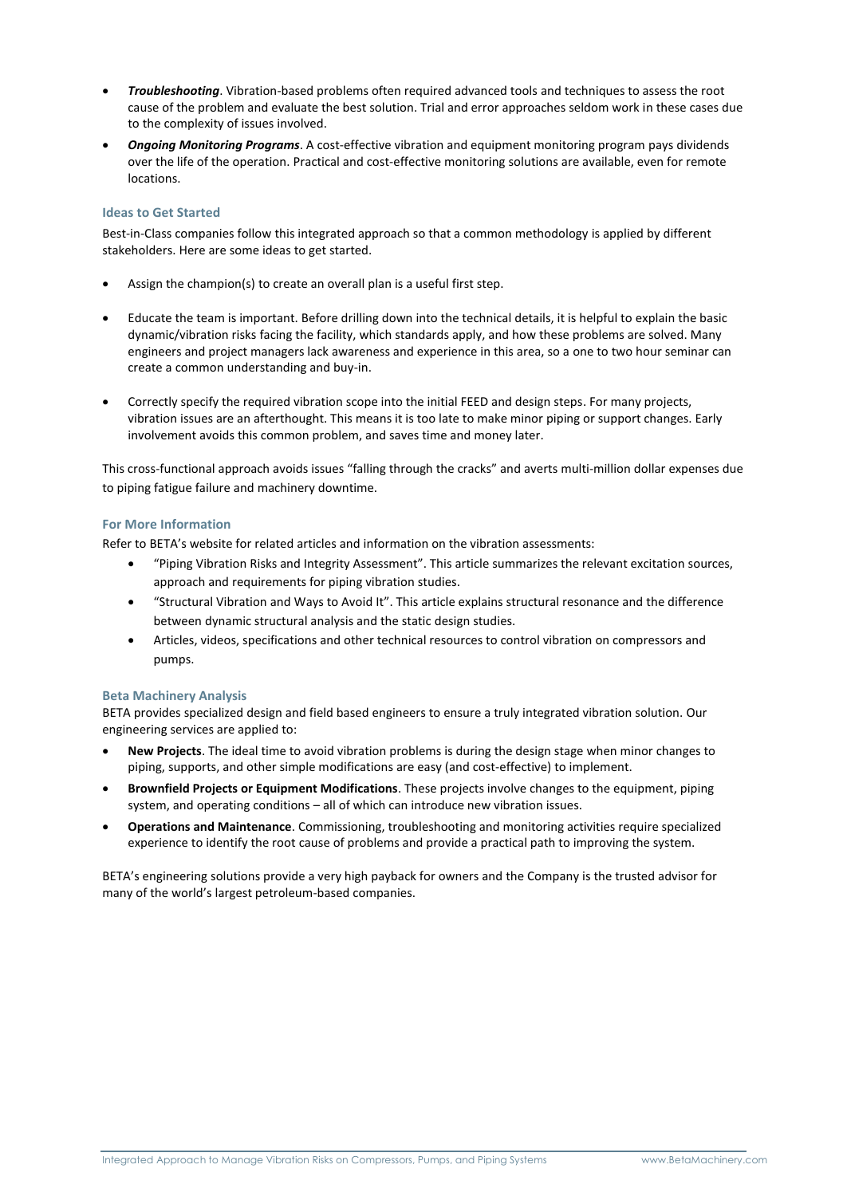- ***Troubleshooting***. Vibration-based problems often required advanced tools and techniques to assess the root cause of the problem and evaluate the best solution. Trial and error approaches seldom work in these cases due to the complexity of issues involved.
- ***Ongoing Monitoring Programs***. A cost-effective vibration and equipment monitoring program pays dividends over the life of the operation. Practical and cost-effective monitoring solutions are available, even for remote locations.

### Ideas to Get Started

Best-in-Class companies follow this integrated approach so that a common methodology is applied by different stakeholders. Here are some ideas to get started.

- Assign the champion(s) to create an overall plan is a useful first step.
- Educate the team is important. Before drilling down into the technical details, it is helpful to explain the basic dynamic/vibration risks facing the facility, which standards apply, and how these problems are solved. Many engineers and project managers lack awareness and experience in this area, so a one to two hour seminar can create a common understanding and buy-in.
- Correctly specify the required vibration scope into the initial FEED and design steps. For many projects, vibration issues are an afterthought. This means it is too late to make minor piping or support changes. Early involvement avoids this common problem, and saves time and money later.

This cross-functional approach avoids issues "falling through the cracks" and averts multi-million dollar expenses due to piping fatigue failure and machinery downtime.

### For More Information

Refer to BETA's website for related articles and information on the vibration assessments:

- "Piping Vibration Risks and Integrity Assessment". This article summarizes the relevant excitation sources, approach and requirements for piping vibration studies.
- "Structural Vibration and Ways to Avoid It". This article explains structural resonance and the difference between dynamic structural analysis and the static design studies.
- Articles, videos, specifications and other technical resources to control vibration on compressors and pumps.

### Beta Machinery Analysis

BETA provides specialized design and field based engineers to ensure a truly integrated vibration solution. Our engineering services are applied to:

- **New Projects**. The ideal time to avoid vibration problems is during the design stage when minor changes to piping, supports, and other simple modifications are easy (and cost-effective) to implement.
- **Brownfield Projects or Equipment Modifications**. These projects involve changes to the equipment, piping system, and operating conditions – all of which can introduce new vibration issues.
- **Operations and Maintenance**. Commissioning, troubleshooting and monitoring activities require specialized experience to identify the root cause of problems and provide a practical path to improving the system.

BETA's engineering solutions provide a very high payback for owners and the Company is the trusted advisor for many of the world's largest petroleum-based companies.